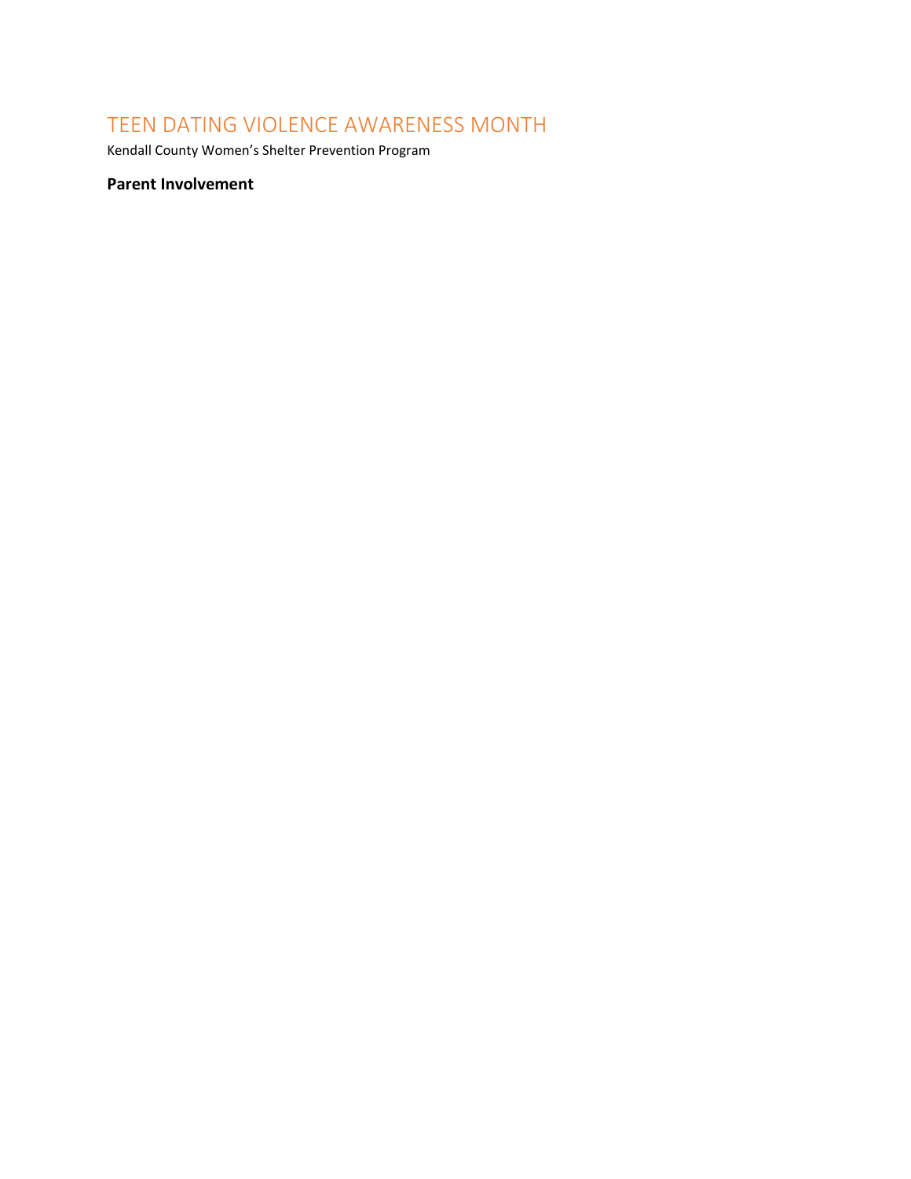# TEEN DATING VIOLENCE AWARENESS MONTH

Kendall County Women's Shelter Prevention Program

**Parent Involvement**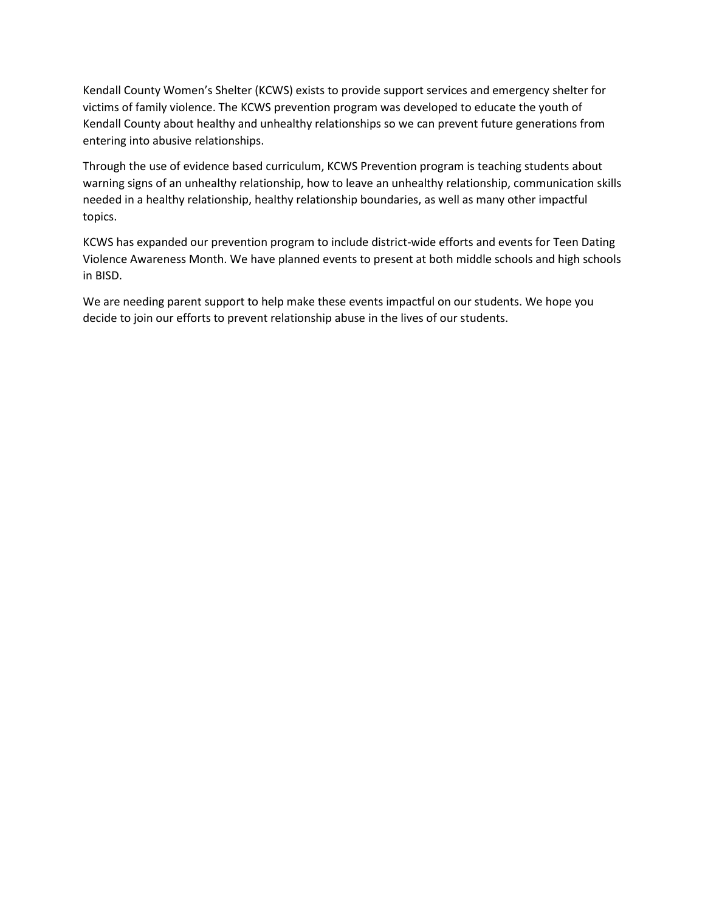Kendall County Women's Shelter (KCWS) exists to provide support services and emergency shelter for victims of family violence. The KCWS prevention program was developed to educate the youth of Kendall County about healthy and unhealthy relationships so we can prevent future generations from entering into abusive relationships.

Through the use of evidence based curriculum, KCWS Prevention program is teaching students about warning signs of an unhealthy relationship, how to leave an unhealthy relationship, communication skills needed in a healthy relationship, healthy relationship boundaries, as well as many other impactful topics.

KCWS has expanded our prevention program to include district-wide efforts and events for Teen Dating Violence Awareness Month. We have planned events to present at both middle schools and high schools in BISD.

We are needing parent support to help make these events impactful on our students. We hope you decide to join our efforts to prevent relationship abuse in the lives of our students.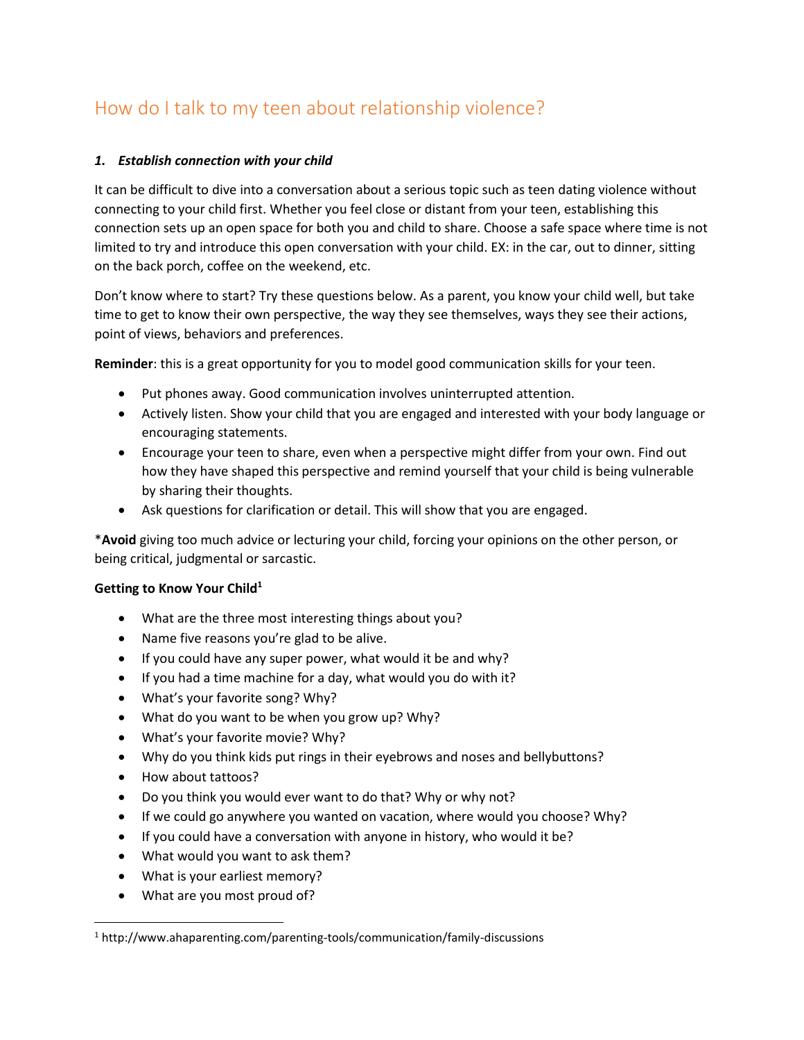# How do I talk to my teen about relationship violence?

## 1. ***Establish connection with your child***

It can be difficult to dive into a conversation about a serious topic such as teen dating violence without connecting to your child first. Whether you feel close or distant from your teen, establishing this connection sets up an open space for both you and child to share. Choose a safe space where time is not limited to try and introduce this open conversation with your child. EX: in the car, out to dinner, sitting on the back porch, coffee on the weekend, etc.

Don't know where to start? Try these questions below. As a parent, you know your child well, but take time to get to know their own perspective, the way they see themselves, ways they see their actions, point of views, behaviors and preferences.

**Reminder**: this is a great opportunity for you to model good communication skills for your teen.

- Put phones away. Good communication involves uninterrupted attention.
- Actively listen. Show your child that you are engaged and interested with your body language or encouraging statements.
- Encourage your teen to share, even when a perspective might differ from your own. Find out how they have shaped this perspective and remind yourself that your child is being vulnerable by sharing their thoughts.
- Ask questions for clarification or detail. This will show that you are engaged.

\***Avoid** giving too much advice or lecturing your child, forcing your opinions on the other person, or being critical, judgmental or sarcastic.

**Getting to Know Your Child**[1]

- What are the three most interesting things about you?
- Name five reasons you're glad to be alive.
- If you could have any super power, what would it be and why?
- If you had a time machine for a day, what would you do with it?
- What's your favorite song? Why?
- What do you want to be when you grow up? Why?
- What's your favorite movie? Why?
- Why do you think kids put rings in their eyebrows and noses and bellybuttons?
- How about tattoos?
- Do you think you would ever want to do that? Why or why not?
- If we could go anywhere you wanted on vacation, where would you choose? Why?
- If you could have a conversation with anyone in history, who would it be?
- What would you want to ask them?
- What is your earliest memory?
- What are you most proud of?

---

[1] http://www.ahaparenting.com/parenting-tools/communication/family-discussions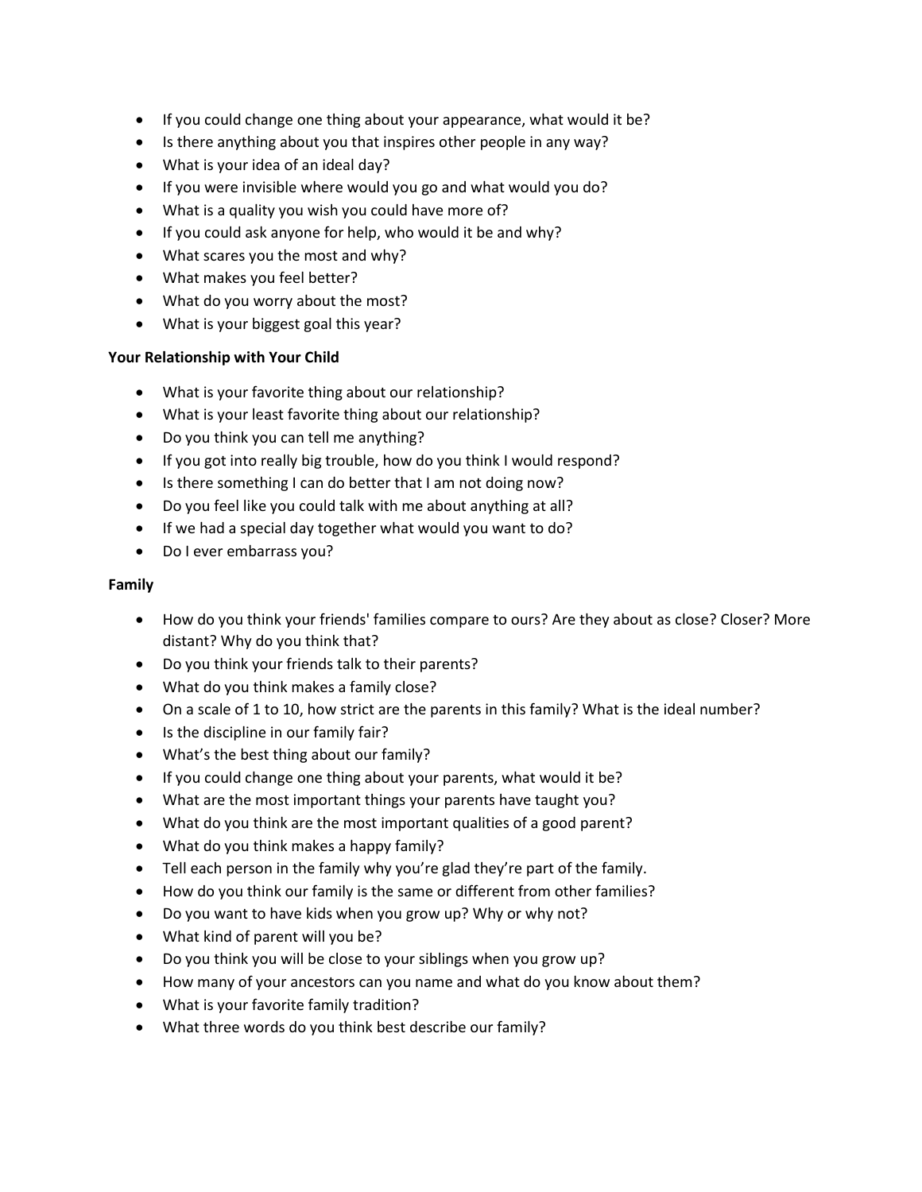- If you could change one thing about your appearance, what would it be?
- Is there anything about you that inspires other people in any way?
- What is your idea of an ideal day?
- If you were invisible where would you go and what would you do?
- What is a quality you wish you could have more of?
- If you could ask anyone for help, who would it be and why?
- What scares you the most and why?
- What makes you feel better?
- What do you worry about the most?
- What is your biggest goal this year?

**Your Relationship with Your Child**

- What is your favorite thing about our relationship?
- What is your least favorite thing about our relationship?
- Do you think you can tell me anything?
- If you got into really big trouble, how do you think I would respond?
- Is there something I can do better that I am not doing now?
- Do you feel like you could talk with me about anything at all?
- If we had a special day together what would you want to do?
- Do I ever embarrass you?

**Family**

- How do you think your friends' families compare to ours? Are they about as close? Closer? More distant? Why do you think that?
- Do you think your friends talk to their parents?
- What do you think makes a family close?
- On a scale of 1 to 10, how strict are the parents in this family? What is the ideal number?
- Is the discipline in our family fair?
- What's the best thing about our family?
- If you could change one thing about your parents, what would it be?
- What are the most important things your parents have taught you?
- What do you think are the most important qualities of a good parent?
- What do you think makes a happy family?
- Tell each person in the family why you're glad they're part of the family.
- How do you think our family is the same or different from other families?
- Do you want to have kids when you grow up? Why or why not?
- What kind of parent will you be?
- Do you think you will be close to your siblings when you grow up?
- How many of your ancestors can you name and what do you know about them?
- What is your favorite family tradition?
- What three words do you think best describe our family?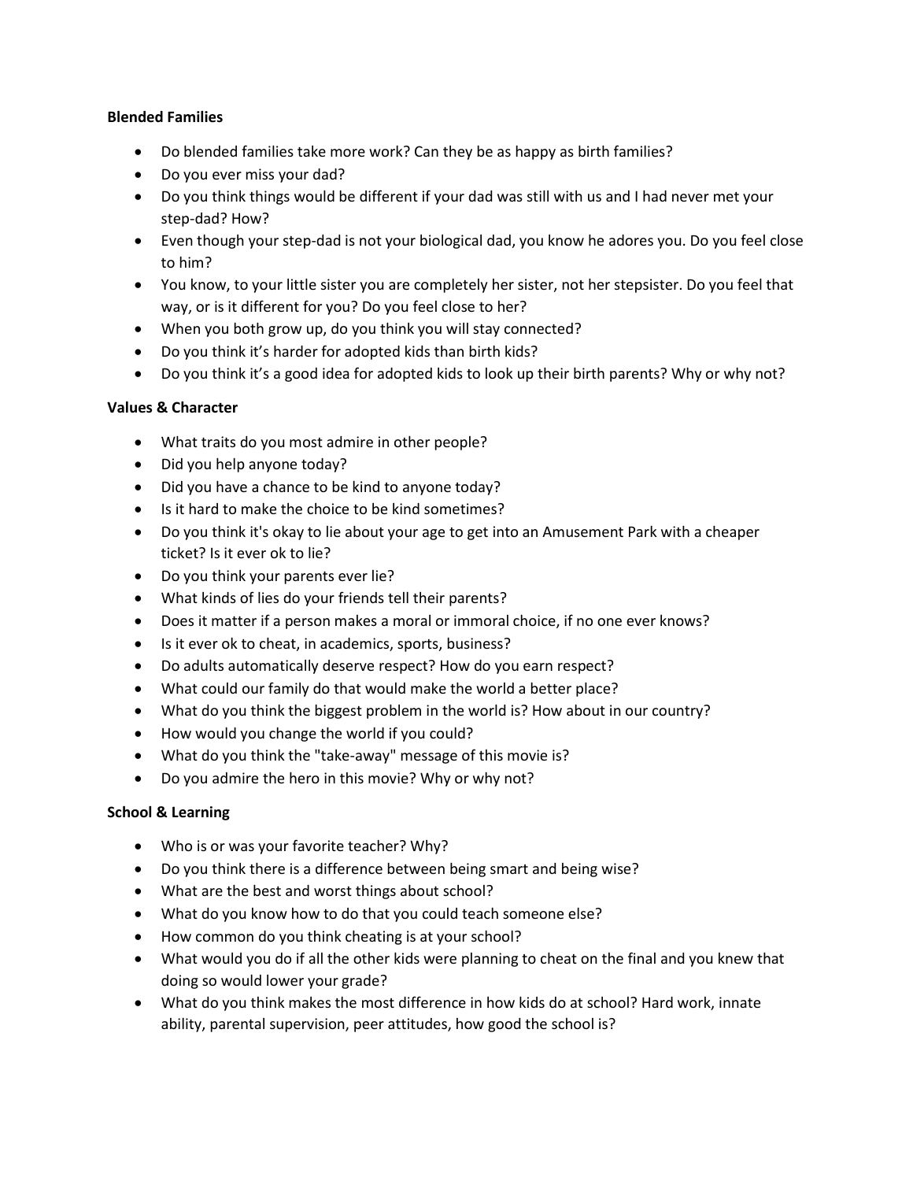**Blended Families**

- Do blended families take more work? Can they be as happy as birth families?
- Do you ever miss your dad?
- Do you think things would be different if your dad was still with us and I had never met your step-dad? How?
- Even though your step-dad is not your biological dad, you know he adores you. Do you feel close to him?
- You know, to your little sister you are completely her sister, not her stepsister. Do you feel that way, or is it different for you? Do you feel close to her?
- When you both grow up, do you think you will stay connected?
- Do you think it's harder for adopted kids than birth kids?
- Do you think it's a good idea for adopted kids to look up their birth parents? Why or why not?

**Values & Character**

- What traits do you most admire in other people?
- Did you help anyone today?
- Did you have a chance to be kind to anyone today?
- Is it hard to make the choice to be kind sometimes?
- Do you think it's okay to lie about your age to get into an Amusement Park with a cheaper ticket? Is it ever ok to lie?
- Do you think your parents ever lie?
- What kinds of lies do your friends tell their parents?
- Does it matter if a person makes a moral or immoral choice, if no one ever knows?
- Is it ever ok to cheat, in academics, sports, business?
- Do adults automatically deserve respect? How do you earn respect?
- What could our family do that would make the world a better place?
- What do you think the biggest problem in the world is? How about in our country?
- How would you change the world if you could?
- What do you think the "take-away" message of this movie is?
- Do you admire the hero in this movie? Why or why not?

**School & Learning**

- Who is or was your favorite teacher? Why?
- Do you think there is a difference between being smart and being wise?
- What are the best and worst things about school?
- What do you know how to do that you could teach someone else?
- How common do you think cheating is at your school?
- What would you do if all the other kids were planning to cheat on the final and you knew that doing so would lower your grade?
- What do you think makes the most difference in how kids do at school? Hard work, innate ability, parental supervision, peer attitudes, how good the school is?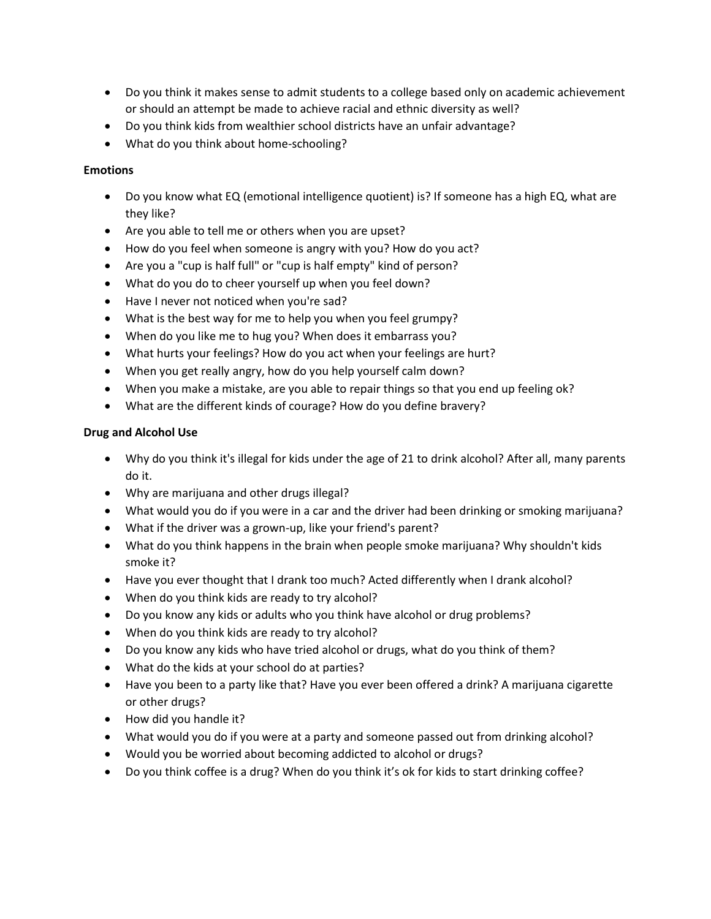- Do you think it makes sense to admit students to a college based only on academic achievement or should an attempt be made to achieve racial and ethnic diversity as well?
- Do you think kids from wealthier school districts have an unfair advantage?
- What do you think about home-schooling?

**Emotions**

- Do you know what EQ (emotional intelligence quotient) is? If someone has a high EQ, what are they like?
- Are you able to tell me or others when you are upset?
- How do you feel when someone is angry with you? How do you act?
- Are you a "cup is half full" or "cup is half empty" kind of person?
- What do you do to cheer yourself up when you feel down?
- Have I never not noticed when you're sad?
- What is the best way for me to help you when you feel grumpy?
- When do you like me to hug you? When does it embarrass you?
- What hurts your feelings? How do you act when your feelings are hurt?
- When you get really angry, how do you help yourself calm down?
- When you make a mistake, are you able to repair things so that you end up feeling ok?
- What are the different kinds of courage? How do you define bravery?

**Drug and Alcohol Use**

- Why do you think it's illegal for kids under the age of 21 to drink alcohol? After all, many parents do it.
- Why are marijuana and other drugs illegal?
- What would you do if you were in a car and the driver had been drinking or smoking marijuana?
- What if the driver was a grown-up, like your friend's parent?
- What do you think happens in the brain when people smoke marijuana? Why shouldn't kids smoke it?
- Have you ever thought that I drank too much? Acted differently when I drank alcohol?
- When do you think kids are ready to try alcohol?
- Do you know any kids or adults who you think have alcohol or drug problems?
- When do you think kids are ready to try alcohol?
- Do you know any kids who have tried alcohol or drugs, what do you think of them?
- What do the kids at your school do at parties?
- Have you been to a party like that? Have you ever been offered a drink? A marijuana cigarette or other drugs?
- How did you handle it?
- What would you do if you were at a party and someone passed out from drinking alcohol?
- Would you be worried about becoming addicted to alcohol or drugs?
- Do you think coffee is a drug? When do you think it's ok for kids to start drinking coffee?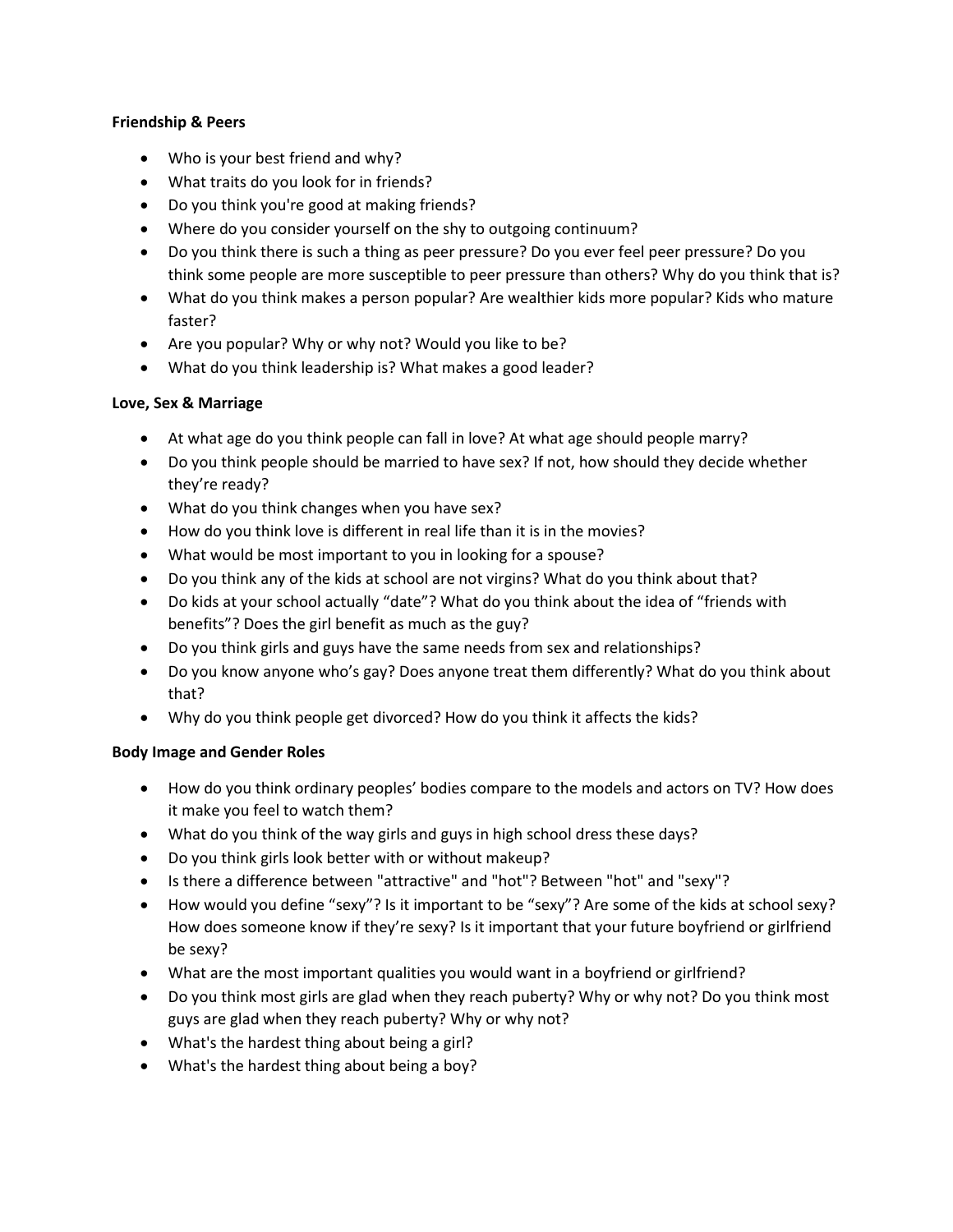**Friendship & Peers**

- Who is your best friend and why?
- What traits do you look for in friends?
- Do you think you're good at making friends?
- Where do you consider yourself on the shy to outgoing continuum?
- Do you think there is such a thing as peer pressure? Do you ever feel peer pressure? Do you think some people are more susceptible to peer pressure than others? Why do you think that is?
- What do you think makes a person popular? Are wealthier kids more popular? Kids who mature faster?
- Are you popular? Why or why not? Would you like to be?
- What do you think leadership is? What makes a good leader?

**Love, Sex & Marriage**

- At what age do you think people can fall in love? At what age should people marry?
- Do you think people should be married to have sex? If not, how should they decide whether they're ready?
- What do you think changes when you have sex?
- How do you think love is different in real life than it is in the movies?
- What would be most important to you in looking for a spouse?
- Do you think any of the kids at school are not virgins? What do you think about that?
- Do kids at your school actually "date"? What do you think about the idea of "friends with benefits"? Does the girl benefit as much as the guy?
- Do you think girls and guys have the same needs from sex and relationships?
- Do you know anyone who's gay? Does anyone treat them differently? What do you think about that?
- Why do you think people get divorced? How do you think it affects the kids?

**Body Image and Gender Roles**

- How do you think ordinary peoples' bodies compare to the models and actors on TV? How does it make you feel to watch them?
- What do you think of the way girls and guys in high school dress these days?
- Do you think girls look better with or without makeup?
- Is there a difference between "attractive" and "hot"? Between "hot" and "sexy"?
- How would you define "sexy"? Is it important to be "sexy"? Are some of the kids at school sexy? How does someone know if they're sexy? Is it important that your future boyfriend or girlfriend be sexy?
- What are the most important qualities you would want in a boyfriend or girlfriend?
- Do you think most girls are glad when they reach puberty? Why or why not? Do you think most guys are glad when they reach puberty? Why or why not?
- What's the hardest thing about being a girl?
- What's the hardest thing about being a boy?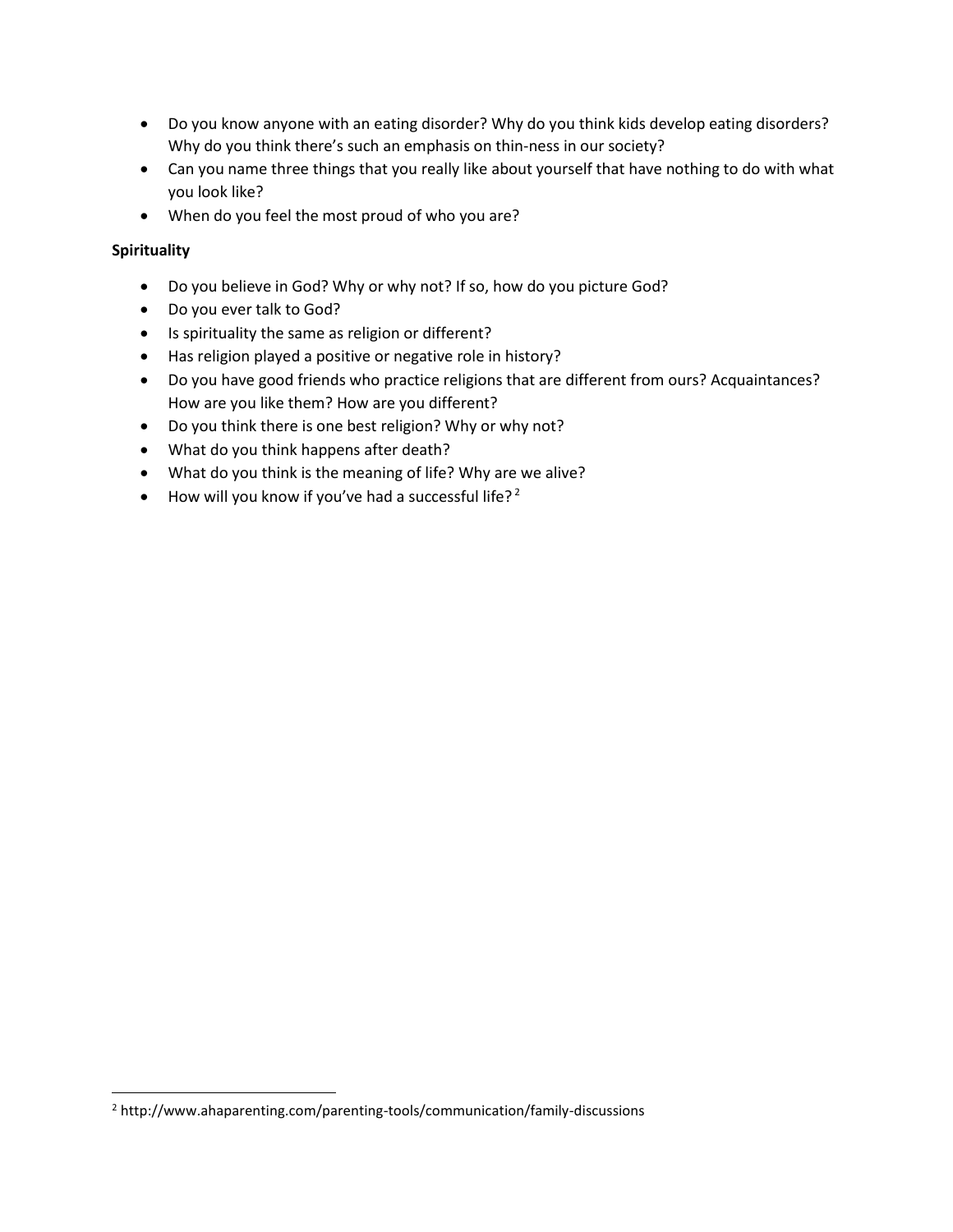- Do you know anyone with an eating disorder? Why do you think kids develop eating disorders? Why do you think there's such an emphasis on thin-ness in our society?
- Can you name three things that you really like about yourself that have nothing to do with what you look like?
- When do you feel the most proud of who you are?

**Spirituality**

- Do you believe in God? Why or why not? If so, how do you picture God?
- Do you ever talk to God?
- Is spirituality the same as religion or different?
- Has religion played a positive or negative role in history?
- Do you have good friends who practice religions that are different from ours? Acquaintances? How are you like them? How are you different?
- Do you think there is one best religion? Why or why not?
- What do you think happens after death?
- What do you think is the meaning of life? Why are we alive?
- How will you know if you've had a successful life?[2]

[2] http://www.ahaparenting.com/parenting-tools/communication/family-discussions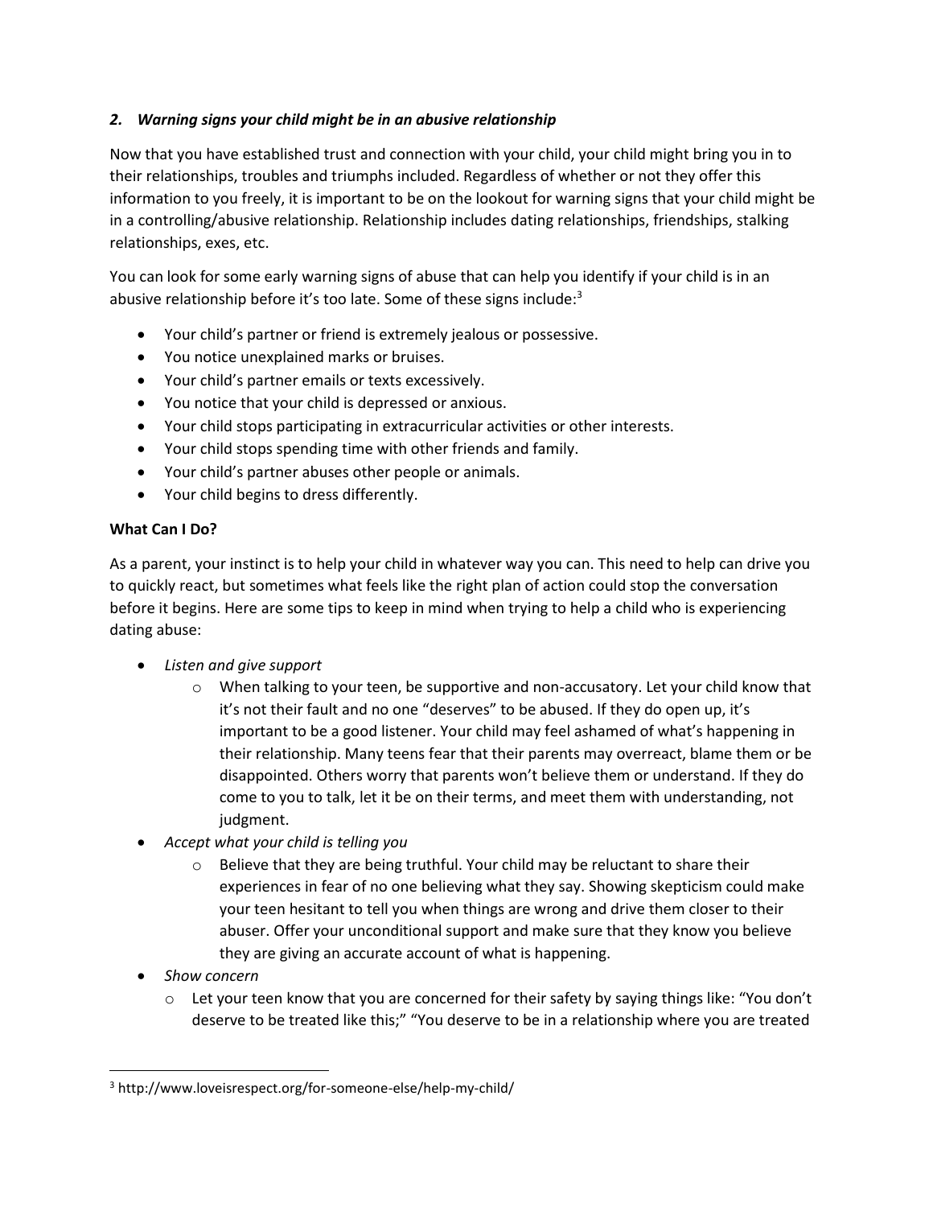### *2. Warning signs your child might be in an abusive relationship*

Now that you have established trust and connection with your child, your child might bring you in to their relationships, troubles and triumphs included. Regardless of whether or not they offer this information to you freely, it is important to be on the lookout for warning signs that your child might be in a controlling/abusive relationship. Relationship includes dating relationships, friendships, stalking relationships, exes, etc.

You can look for some early warning signs of abuse that can help you identify if your child is in an abusive relationship before it's too late. Some of these signs include:[3]

- Your child's partner or friend is extremely jealous or possessive.
- You notice unexplained marks or bruises.
- Your child's partner emails or texts excessively.
- You notice that your child is depressed or anxious.
- Your child stops participating in extracurricular activities or other interests.
- Your child stops spending time with other friends and family.
- Your child's partner abuses other people or animals.
- Your child begins to dress differently.

**What Can I Do?**

As a parent, your instinct is to help your child in whatever way you can. This need to help can drive you to quickly react, but sometimes what feels like the right plan of action could stop the conversation before it begins. Here are some tips to keep in mind when trying to help a child who is experiencing dating abuse:

- *Listen and give support*
    - When talking to your teen, be supportive and non-accusatory. Let your child know that it's not their fault and no one "deserves" to be abused. If they do open up, it's important to be a good listener. Your child may feel ashamed of what's happening in their relationship. Many teens fear that their parents may overreact, blame them or be disappointed. Others worry that parents won't believe them or understand. If they do come to you to talk, let it be on their terms, and meet them with understanding, not judgment.
- *Accept what your child is telling you*
    - Believe that they are being truthful. Your child may be reluctant to share their experiences in fear of no one believing what they say. Showing skepticism could make your teen hesitant to tell you when things are wrong and drive them closer to their abuser. Offer your unconditional support and make sure that they know you believe they are giving an accurate account of what is happening.
- *Show concern*
    - Let your teen know that you are concerned for their safety by saying things like: "You don't deserve to be treated like this;" "You deserve to be in a relationship where you are treated

[3] http://www.loveisrespect.org/for-someone-else/help-my-child/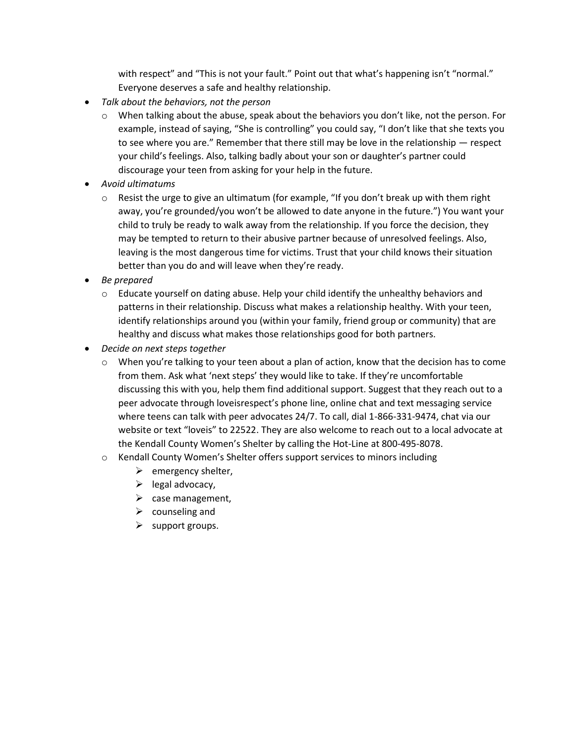with respect" and "This is not your fault." Point out that what's happening isn't "normal." Everyone deserves a safe and healthy relationship.

- *Talk about the behaviors, not the person*
  - When talking about the abuse, speak about the behaviors you don't like, not the person. For example, instead of saying, "She is controlling" you could say, "I don't like that she texts you to see where you are." Remember that there still may be love in the relationship — respect your child's feelings. Also, talking badly about your son or daughter's partner could discourage your teen from asking for your help in the future.
- *Avoid ultimatums*
  - Resist the urge to give an ultimatum (for example, "If you don't break up with them right away, you're grounded/you won't be allowed to date anyone in the future.") You want your child to truly be ready to walk away from the relationship. If you force the decision, they may be tempted to return to their abusive partner because of unresolved feelings. Also, leaving is the most dangerous time for victims. Trust that your child knows their situation better than you do and will leave when they're ready.
- *Be prepared*
  - Educate yourself on dating abuse. Help your child identify the unhealthy behaviors and patterns in their relationship. Discuss what makes a relationship healthy. With your teen, identify relationships around you (within your family, friend group or community) that are healthy and discuss what makes those relationships good for both partners.
- *Decide on next steps together*
  - When you're talking to your teen about a plan of action, know that the decision has to come from them. Ask what 'next steps' they would like to take. If they're uncomfortable discussing this with you, help them find additional support. Suggest that they reach out to a peer advocate through loveisrespect's phone line, online chat and text messaging service where teens can talk with peer advocates 24/7. To call, dial 1-866-331-9474, chat via our website or text "loveis" to 22522. They are also welcome to reach out to a local advocate at the Kendall County Women's Shelter by calling the Hot-Line at 800-495-8078.
  - Kendall County Women's Shelter offers support services to minors including
    - emergency shelter,
    - legal advocacy,
    - case management,
    - counseling and
    - support groups.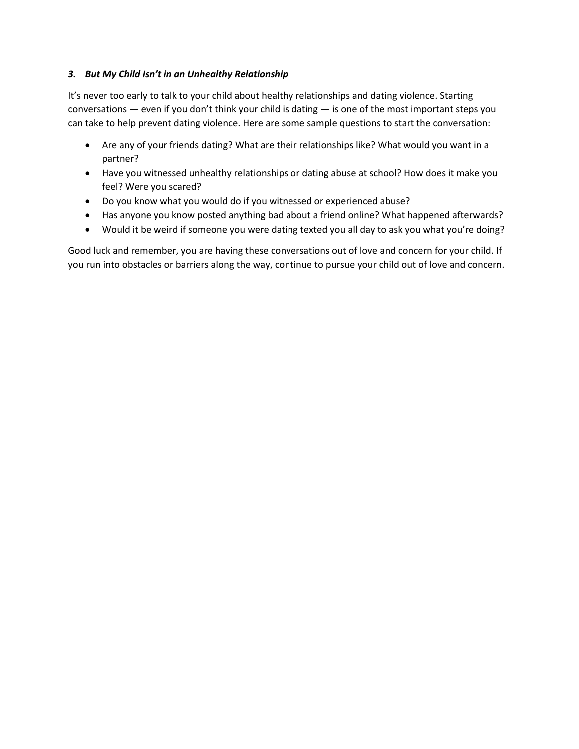### *3. But My Child Isn't in an Unhealthy Relationship*

It's never too early to talk to your child about healthy relationships and dating violence. Starting conversations — even if you don't think your child is dating — is one of the most important steps you can take to help prevent dating violence. Here are some sample questions to start the conversation:

- Are any of your friends dating? What are their relationships like? What would you want in a partner?
- Have you witnessed unhealthy relationships or dating abuse at school? How does it make you feel? Were you scared?
- Do you know what you would do if you witnessed or experienced abuse?
- Has anyone you know posted anything bad about a friend online? What happened afterwards?
- Would it be weird if someone you were dating texted you all day to ask you what you're doing?

Good luck and remember, you are having these conversations out of love and concern for your child. If you run into obstacles or barriers along the way, continue to pursue your child out of love and concern.